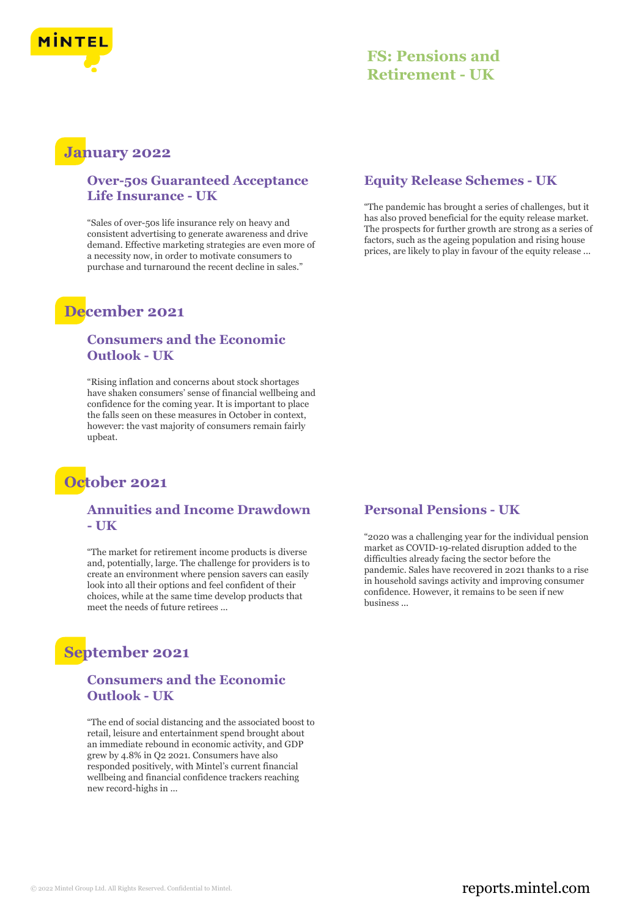# FS: Pensions and Retirement - UK

## January 2022

### Over-50s Guaranteed Acceptance Life Insurance - UK

"Sales of over-50s life insurance rely on heavy and consistent advertising to generate awareness and drive demand. Effective marketing strategies are even more of a necessity now, in order to motivate consumers to purchase and turnaround the recent decline in sales."

### Equity Release Schemes - UK

"The pandemic has brought a series of challenges, but it has also proved beneficial for the equity release market. The prospects for further growth are strong as a series of factors, such as the ageing population and rising house prices, are likely to play in favour of the equity release ...

## December 2021

### Consumers and the Economic Outlook - UK

"Rising inflation and concerns about stock shortages have shaken consumers' sense of financial wellbeing and confidence for the coming year. It is important to place the falls seen on these measures in October in context, however: the vast majority of consumers remain fairly upbeat.

## October 2021

### Annuities and Income Drawdown - UK

"The market for retirement income products is diverse and, potentially, large. The challenge for providers is to create an environment where pension savers can easily look into all their options and feel confident of their choices, while at the same time develop products that meet the needs of future retirees ...

### Personal Pensions - UK

"2020 was a challenging year for the individual pension market as COVID-19-related disruption added to the difficulties already facing the sector before the pandemic. Sales have recovered in 2021 thanks to a rise in household savings activity and improving consumer confidence. However, it remains to be seen if new business ...

## September 2021

### Consumers and the Economic Outlook - UK

"The end of social distancing and the associated boost to retail, leisure and entertainment spend brought about an immediate rebound in economic activity, and GDP grew by 4.8% in Q2 2021. Consumers have also responded positively, with Mintel's current financial wellbeing and financial confidence trackers reaching new record-highs in ...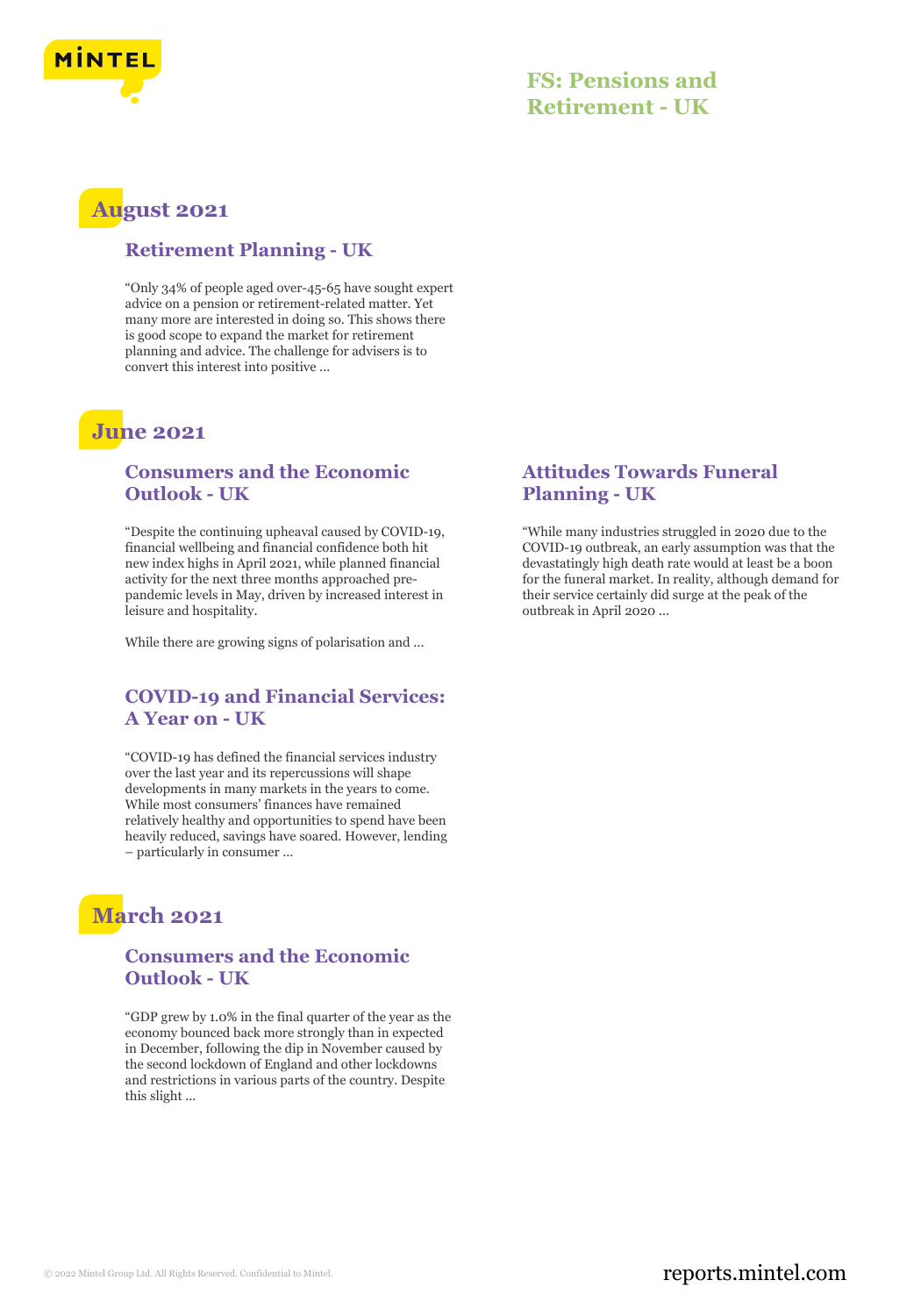# FS: Pensions and Retirement - UK

## August 2021

### Retirement Planning - UK

"Only 34% of people aged over-45-65 have sought expert advice on a pension or retirement-related matter. Yet many more are interested in doing so. This shows there is good scope to expand the market for retirement planning and advice. The challenge for advisers is to convert this interest into positive ...

## June 2021

### Consumers and the Economic Outlook - UK

"Despite the continuing upheaval caused by COVID-19, financial wellbeing and financial confidence both hit new index highs in April 2021, while planned financial activity for the next three months approached pre-pandemic levels in May, driven by increased interest in leisure and hospitality.

While there are growing signs of polarisation and ...

### COVID-19 and Financial Services: A Year on - UK

"COVID-19 has defined the financial services industry over the last year and its repercussions will shape developments in many markets in the years to come. While most consumers' finances have remained relatively healthy and opportunities to spend have been heavily reduced, savings have soared. However, lending – particularly in consumer ...

### Attitudes Towards Funeral Planning - UK

"While many industries struggled in 2020 due to the COVID-19 outbreak, an early assumption was that the devastatingly high death rate would at least be a boon for the funeral market. In reality, although demand for their service certainly did surge at the peak of the outbreak in April 2020 ...

## March 2021

### Consumers and the Economic Outlook - UK

"GDP grew by 1.0% in the final quarter of the year as the economy bounced back more strongly than in expected in December, following the dip in November caused by the second lockdown of England and other lockdowns and restrictions in various parts of the country. Despite this slight ...